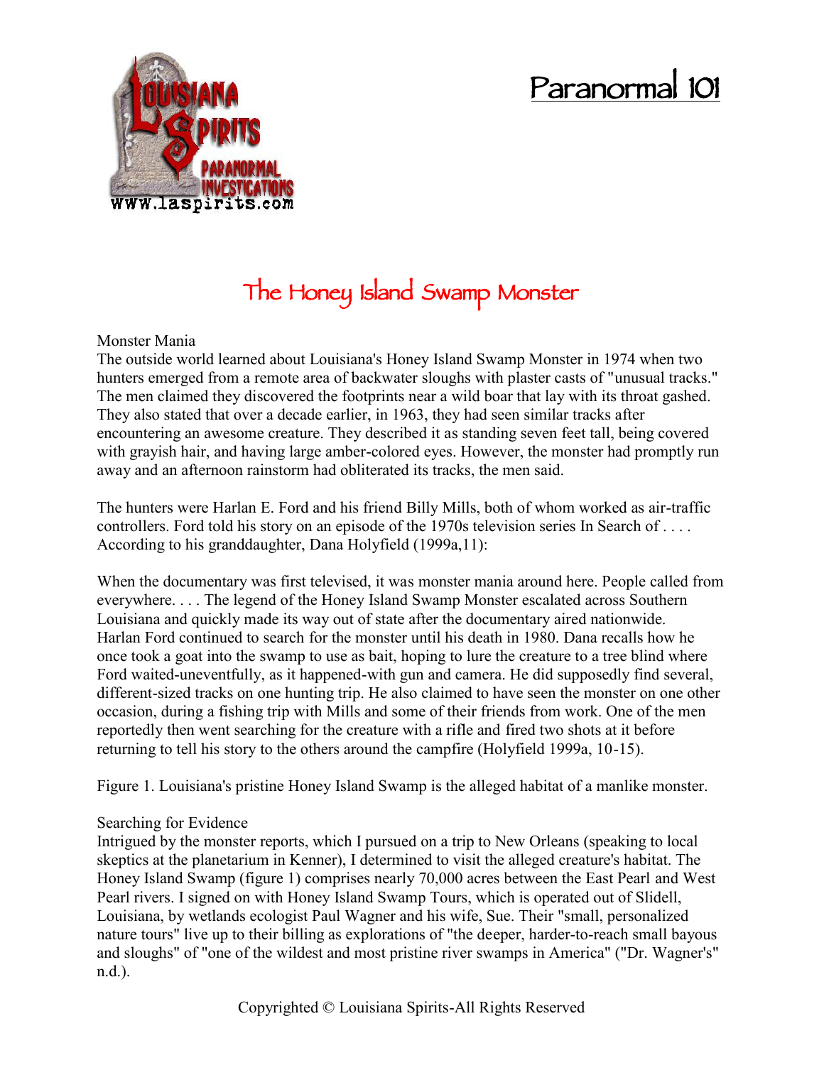# Paranormal 101

## The Honey Island Swamp Monster

### Monster Mania

The outside world learned about Louisiana's Honey Island Swamp Monster in 1974 when two hunters emerged from a remote area of backwater sloughs with plaster casts of "unusual tracks." The men claimed they discovered the footprints near a wild boar that lay with its throat gashed. They also stated that over a decade earlier, in 1963, they had seen similar tracks after encountering an awesome creature. They described it as standing seven feet tall, being covered with grayish hair, and having large amber-colored eyes. However, the monster had promptly run away and an afternoon rainstorm had obliterated its tracks, the men said.

The hunters were Harlan E. Ford and his friend Billy Mills, both of whom worked as air-traffic controllers. Ford told his story on an episode of the 1970s television series In Search of . . . . According to his granddaughter, Dana Holyfield (1999a,11):

When the documentary was first televised, it was monster mania around here. People called from everywhere. . . . The legend of the Honey Island Swamp Monster escalated across Southern Louisiana and quickly made its way out of state after the documentary aired nationwide. Harlan Ford continued to search for the monster until his death in 1980. Dana recalls how he once took a goat into the swamp to use as bait, hoping to lure the creature to a tree blind where Ford waited-uneventfully, as it happened-with gun and camera. He did supposedly find several, different-sized tracks on one hunting trip. He also claimed to have seen the monster on one other occasion, during a fishing trip with Mills and some of their friends from work. One of the men reportedly then went searching for the creature with a rifle and fired two shots at it before returning to tell his story to the others around the campfire (Holyfield 1999a, 10-15).

Figure 1. Louisiana's pristine Honey Island Swamp is the alleged habitat of a manlike monster.

### Searching for Evidence

Intrigued by the monster reports, which I pursued on a trip to New Orleans (speaking to local skeptics at the planetarium in Kenner), I determined to visit the alleged creature's habitat. The Honey Island Swamp (figure 1) comprises nearly 70,000 acres between the East Pearl and West Pearl rivers. I signed on with Honey Island Swamp Tours, which is operated out of Slidell, Louisiana, by wetlands ecologist Paul Wagner and his wife, Sue. Their "small, personalized nature tours" live up to their billing as explorations of "the deeper, harder-to-reach small bayous and sloughs" of "one of the wildest and most pristine river swamps in America" ("Dr. Wagner's" n.d.).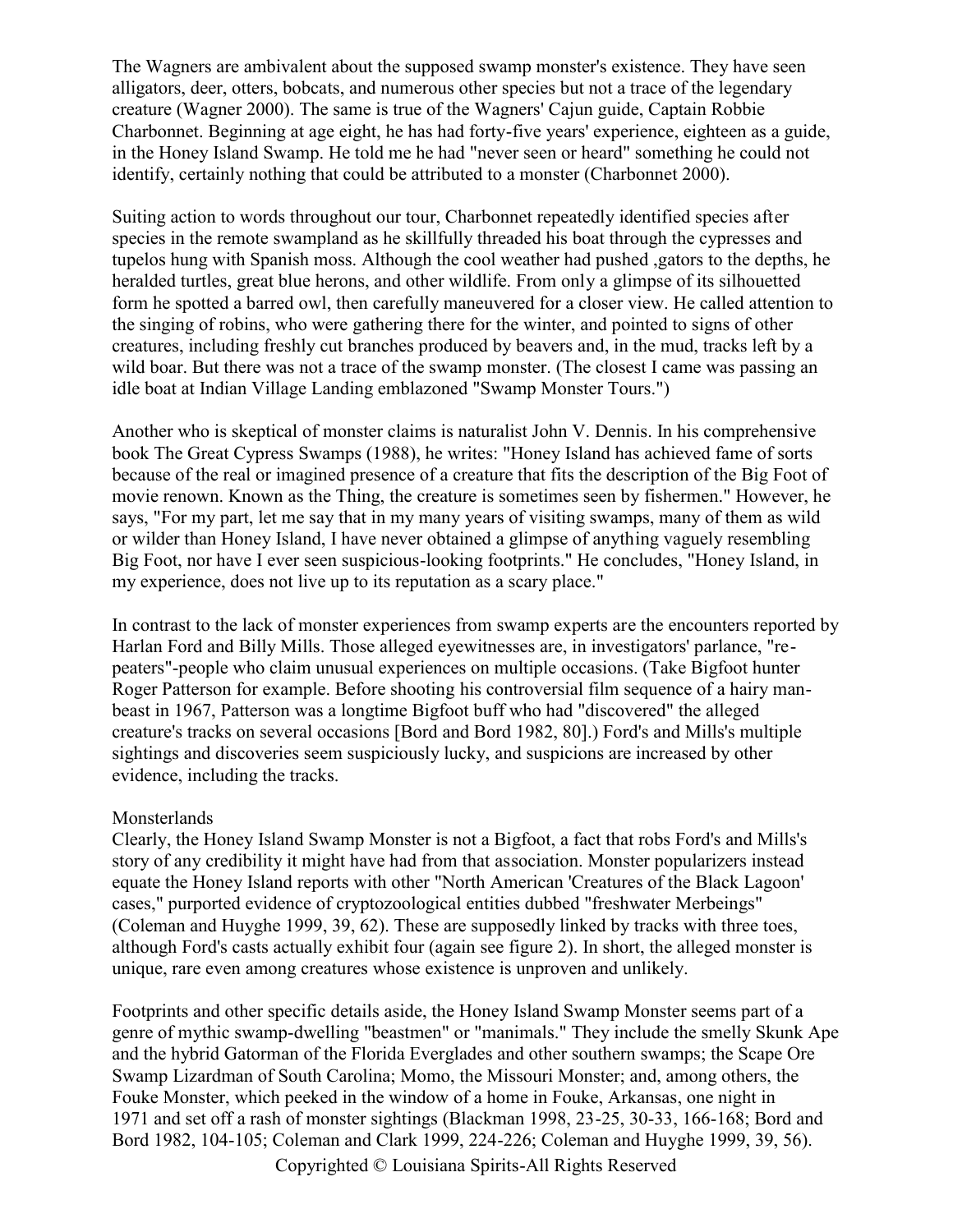The Wagners are ambivalent about the supposed swamp monster's existence. They have seen alligators, deer, otters, bobcats, and numerous other species but not a trace of the legendary creature (Wagner 2000). The same is true of the Wagners' Cajun guide, Captain Robbie Charbonnet. Beginning at age eight, he has had forty-five years' experience, eighteen as a guide, in the Honey Island Swamp. He told me he had "never seen or heard" something he could not identify, certainly nothing that could be attributed to a monster (Charbonnet 2000).

Suiting action to words throughout our tour, Charbonnet repeatedly identified species after species in the remote swampland as he skillfully threaded his boat through the cypresses and tupelos hung with Spanish moss. Although the cool weather had pushed ,gators to the depths, he heralded turtles, great blue herons, and other wildlife. From only a glimpse of its silhouetted form he spotted a barred owl, then carefully maneuvered for a closer view. He called attention to the singing of robins, who were gathering there for the winter, and pointed to signs of other creatures, including freshly cut branches produced by beavers and, in the mud, tracks left by a wild boar. But there was not a trace of the swamp monster. (The closest I came was passing an idle boat at Indian Village Landing emblazoned "Swamp Monster Tours.")

Another who is skeptical of monster claims is naturalist John V. Dennis. In his comprehensive book The Great Cypress Swamps (1988), he writes: "Honey Island has achieved fame of sorts because of the real or imagined presence of a creature that fits the description of the Big Foot of movie renown. Known as the Thing, the creature is sometimes seen by fishermen." However, he says, "For my part, let me say that in my many years of visiting swamps, many of them as wild or wilder than Honey Island, I have never obtained a glimpse of anything vaguely resembling Big Foot, nor have I ever seen suspicious-looking footprints." He concludes, "Honey Island, in my experience, does not live up to its reputation as a scary place."

In contrast to the lack of monster experiences from swamp experts are the encounters reported by Harlan Ford and Billy Mills. Those alleged eyewitnesses are, in investigators' parlance, "re-peaters"-people who claim unusual experiences on multiple occasions. (Take Bigfoot hunter Roger Patterson for example. Before shooting his controversial film sequence of a hairy man-beast in 1967, Patterson was a longtime Bigfoot buff who had "discovered" the alleged creature's tracks on several occasions [Bord and Bord 1982, 80].) Ford's and Mills's multiple sightings and discoveries seem suspiciously lucky, and suspicions are increased by other evidence, including the tracks.

## Monsterlands

Clearly, the Honey Island Swamp Monster is not a Bigfoot, a fact that robs Ford's and Mills's story of any credibility it might have had from that association. Monster popularizers instead equate the Honey Island reports with other "North American 'Creatures of the Black Lagoon' cases," purported evidence of cryptozoological entities dubbed "freshwater Merbeings" (Coleman and Huyghe 1999, 39, 62). These are supposedly linked by tracks with three toes, although Ford's casts actually exhibit four (again see figure 2). In short, the alleged monster is unique, rare even among creatures whose existence is unproven and unlikely.

Footprints and other specific details aside, the Honey Island Swamp Monster seems part of a genre of mythic swamp-dwelling "beastmen" or "manimals." They include the smelly Skunk Ape and the hybrid Gatorman of the Florida Everglades and other southern swamps; the Scape Ore Swamp Lizardman of South Carolina; Momo, the Missouri Monster; and, among others, the Fouke Monster, which peeked in the window of a home in Fouke, Arkansas, one night in 1971 and set off a rash of monster sightings (Blackman 1998, 23-25, 30-33, 166-168; Bord and Bord 1982, 104-105; Coleman and Clark 1999, 224-226; Coleman and Huyghe 1999, 39, 56).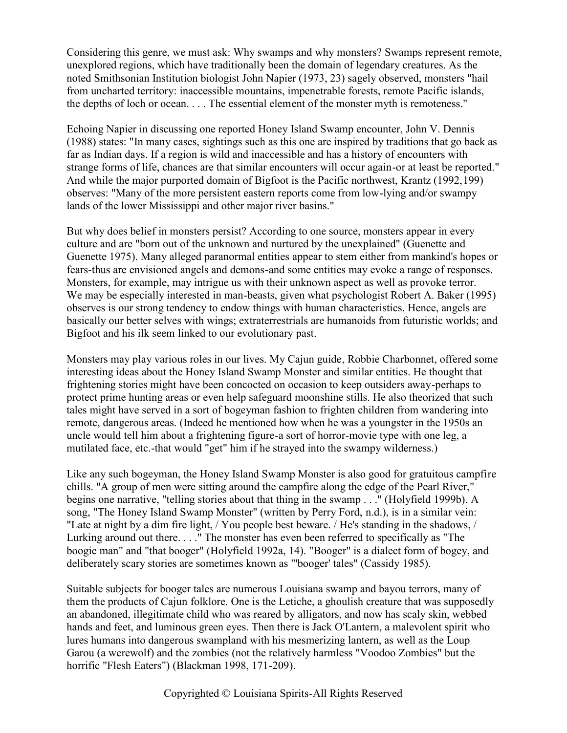Considering this genre, we must ask: Why swamps and why monsters? Swamps represent remote, unexplored regions, which have traditionally been the domain of legendary creatures. As the noted Smithsonian Institution biologist John Napier (1973, 23) sagely observed, monsters "hail from uncharted territory: inaccessible mountains, impenetrable forests, remote Pacific islands, the depths of loch or ocean. . . . The essential element of the monster myth is remoteness."

Echoing Napier in discussing one reported Honey Island Swamp encounter, John V. Dennis (1988) states: "In many cases, sightings such as this one are inspired by traditions that go back as far as Indian days. If a region is wild and inaccessible and has a history of encounters with strange forms of life, chances are that similar encounters will occur again-or at least be reported." And while the major purported domain of Bigfoot is the Pacific northwest, Krantz (1992,199) observes: "Many of the more persistent eastern reports come from low-lying and/or swampy lands of the lower Mississippi and other major river basins."

But why does belief in monsters persist? According to one source, monsters appear in every culture and are "born out of the unknown and nurtured by the unexplained" (Guenette and Guenette 1975). Many alleged paranormal entities appear to stem either from mankind's hopes or fears-thus are envisioned angels and demons-and some entities may evoke a range of responses. Monsters, for example, may intrigue us with their unknown aspect as well as provoke terror. We may be especially interested in man-beasts, given what psychologist Robert A. Baker (1995) observes is our strong tendency to endow things with human characteristics. Hence, angels are basically our better selves with wings; extraterrestrials are humanoids from futuristic worlds; and Bigfoot and his ilk seem linked to our evolutionary past.

Monsters may play various roles in our lives. My Cajun guide, Robbie Charbonnet, offered some interesting ideas about the Honey Island Swamp Monster and similar entities. He thought that frightening stories might have been concocted on occasion to keep outsiders away-perhaps to protect prime hunting areas or even help safeguard moonshine stills. He also theorized that such tales might have served in a sort of bogeyman fashion to frighten children from wandering into remote, dangerous areas. (Indeed he mentioned how when he was a youngster in the 1950s an uncle would tell him about a frightening figure-a sort of horror-movie type with one leg, a mutilated face, etc.-that would "get" him if he strayed into the swampy wilderness.)

Like any such bogeyman, the Honey Island Swamp Monster is also good for gratuitous campfire chills. "A group of men were sitting around the campfire along the edge of the Pearl River," begins one narrative, "telling stories about that thing in the swamp . . ." (Holyfield 1999b). A song, "The Honey Island Swamp Monster" (written by Perry Ford, n.d.), is in a similar vein: "Late at night by a dim fire light, / You people best beware. / He's standing in the shadows, / Lurking around out there. . . ." The monster has even been referred to specifically as "The boogie man" and "that booger" (Holyfield 1992a, 14). "Booger" is a dialect form of bogey, and deliberately scary stories are sometimes known as "'booger' tales" (Cassidy 1985).

Suitable subjects for booger tales are numerous Louisiana swamp and bayou terrors, many of them the products of Cajun folklore. One is the Letiche, a ghoulish creature that was supposedly an abandoned, illegitimate child who was reared by alligators, and now has scaly skin, webbed hands and feet, and luminous green eyes. Then there is Jack O'Lantern, a malevolent spirit who lures humans into dangerous swampland with his mesmerizing lantern, as well as the Loup Garou (a werewolf) and the zombies (not the relatively harmless "Voodoo Zombies" but the horrific "Flesh Eaters") (Blackman 1998, 171-209).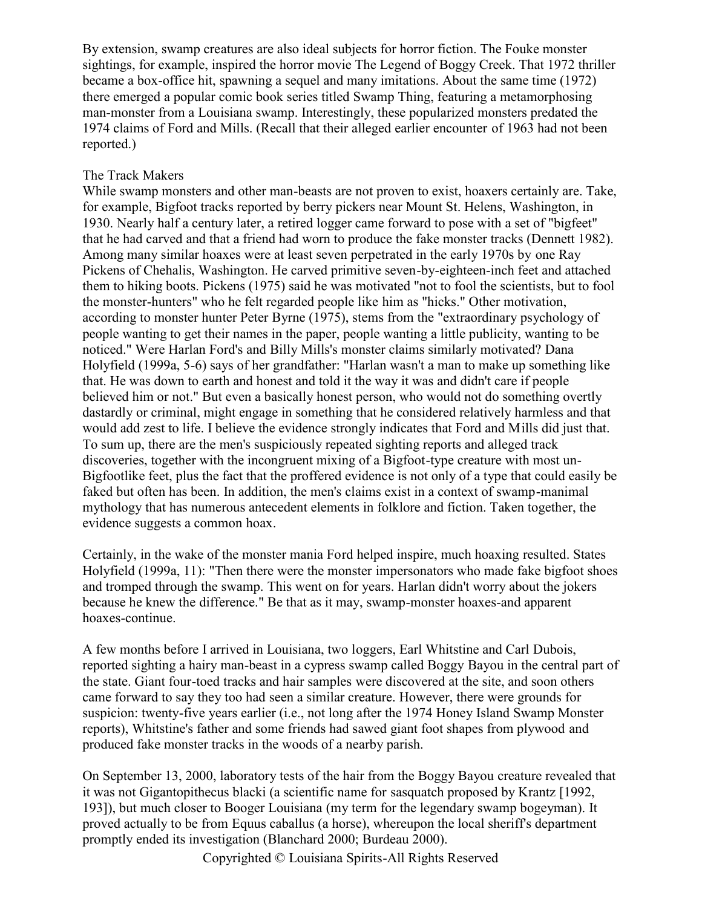By extension, swamp creatures are also ideal subjects for horror fiction. The Fouke monster sightings, for example, inspired the horror movie The Legend of Boggy Creek. That 1972 thriller became a box-office hit, spawning a sequel and many imitations. About the same time (1972) there emerged a popular comic book series titled Swamp Thing, featuring a metamorphosing man-monster from a Louisiana swamp. Interestingly, these popularized monsters predated the 1974 claims of Ford and Mills. (Recall that their alleged earlier encounter of 1963 had not been reported.)

## The Track Makers

While swamp monsters and other man-beasts are not proven to exist, hoaxers certainly are. Take, for example, Bigfoot tracks reported by berry pickers near Mount St. Helens, Washington, in 1930. Nearly half a century later, a retired logger came forward to pose with a set of "bigfeet" that he had carved and that a friend had worn to produce the fake monster tracks (Dennett 1982). Among many similar hoaxes were at least seven perpetrated in the early 1970s by one Ray Pickens of Chehalis, Washington. He carved primitive seven-by-eighteen-inch feet and attached them to hiking boots. Pickens (1975) said he was motivated "not to fool the scientists, but to fool the monster-hunters" who he felt regarded people like him as "hicks." Other motivation, according to monster hunter Peter Byrne (1975), stems from the "extraordinary psychology of people wanting to get their names in the paper, people wanting a little publicity, wanting to be noticed." Were Harlan Ford's and Billy Mills's monster claims similarly motivated? Dana Holyfield (1999a, 5-6) says of her grandfather: "Harlan wasn't a man to make up something like that. He was down to earth and honest and told it the way it was and didn't care if people believed him or not." But even a basically honest person, who would not do something overtly dastardly or criminal, might engage in something that he considered relatively harmless and that would add zest to life. I believe the evidence strongly indicates that Ford and Mills did just that. To sum up, there are the men's suspiciously repeated sighting reports and alleged track discoveries, together with the incongruent mixing of a Bigfoot-type creature with most un-Bigfootlike feet, plus the fact that the proffered evidence is not only of a type that could easily be faked but often has been. In addition, the men's claims exist in a context of swamp-manimal mythology that has numerous antecedent elements in folklore and fiction. Taken together, the evidence suggests a common hoax.

Certainly, in the wake of the monster mania Ford helped inspire, much hoaxing resulted. States Holyfield (1999a, 11): "Then there were the monster impersonators who made fake bigfoot shoes and tromped through the swamp. This went on for years. Harlan didn't worry about the jokers because he knew the difference." Be that as it may, swamp-monster hoaxes-and apparent hoaxes-continue.

A few months before I arrived in Louisiana, two loggers, Earl Whitstine and Carl Dubois, reported sighting a hairy man-beast in a cypress swamp called Boggy Bayou in the central part of the state. Giant four-toed tracks and hair samples were discovered at the site, and soon others came forward to say they too had seen a similar creature. However, there were grounds for suspicion: twenty-five years earlier (i.e., not long after the 1974 Honey Island Swamp Monster reports), Whitstine's father and some friends had sawed giant foot shapes from plywood and produced fake monster tracks in the woods of a nearby parish.

On September 13, 2000, laboratory tests of the hair from the Boggy Bayou creature revealed that it was not Gigantopithecus blacki (a scientific name for sasquatch proposed by Krantz [1992, 193]), but much closer to Booger Louisiana (my term for the legendary swamp bogeyman). It proved actually to be from Equus caballus (a horse), whereupon the local sheriff's department promptly ended its investigation (Blanchard 2000; Burdeau 2000).

Copyrighted © Louisiana Spirits-All Rights Reserved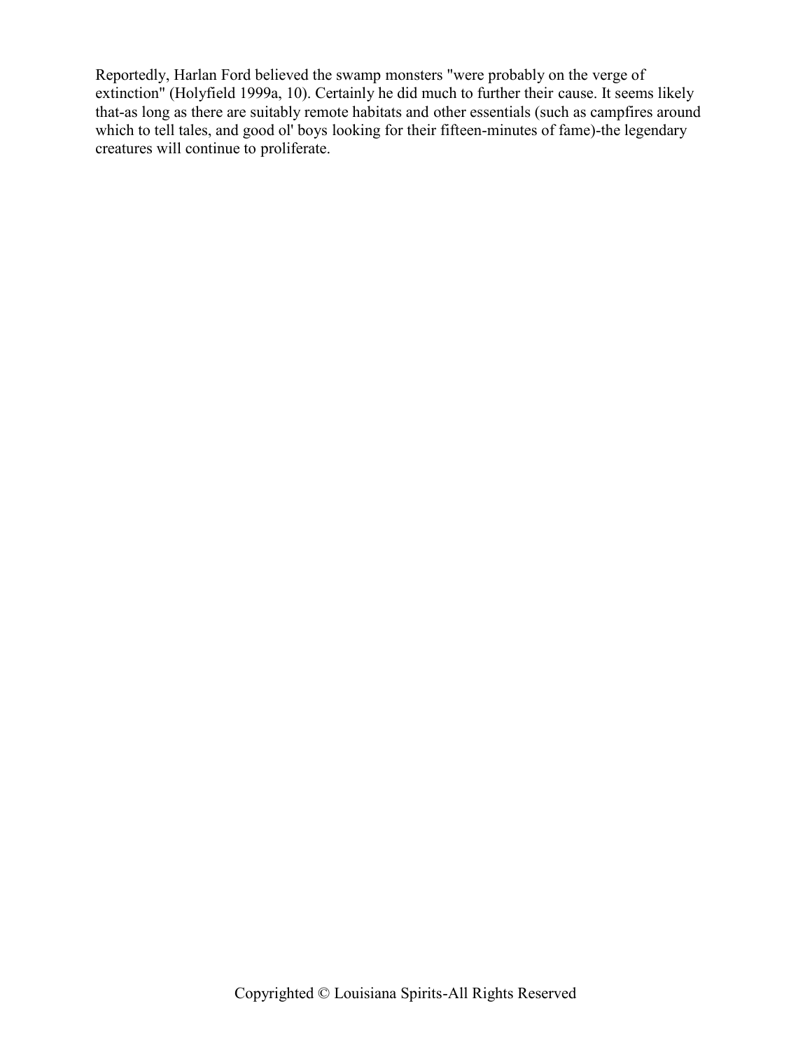Reportedly, Harlan Ford believed the swamp monsters "were probably on the verge of extinction" (Holyfield 1999a, 10). Certainly he did much to further their cause. It seems likely that-as long as there are suitably remote habitats and other essentials (such as campfires around which to tell tales, and good ol' boys looking for their fifteen-minutes of fame)-the legendary creatures will continue to proliferate.

Copyrighted © Louisiana Spirits-All Rights Reserved